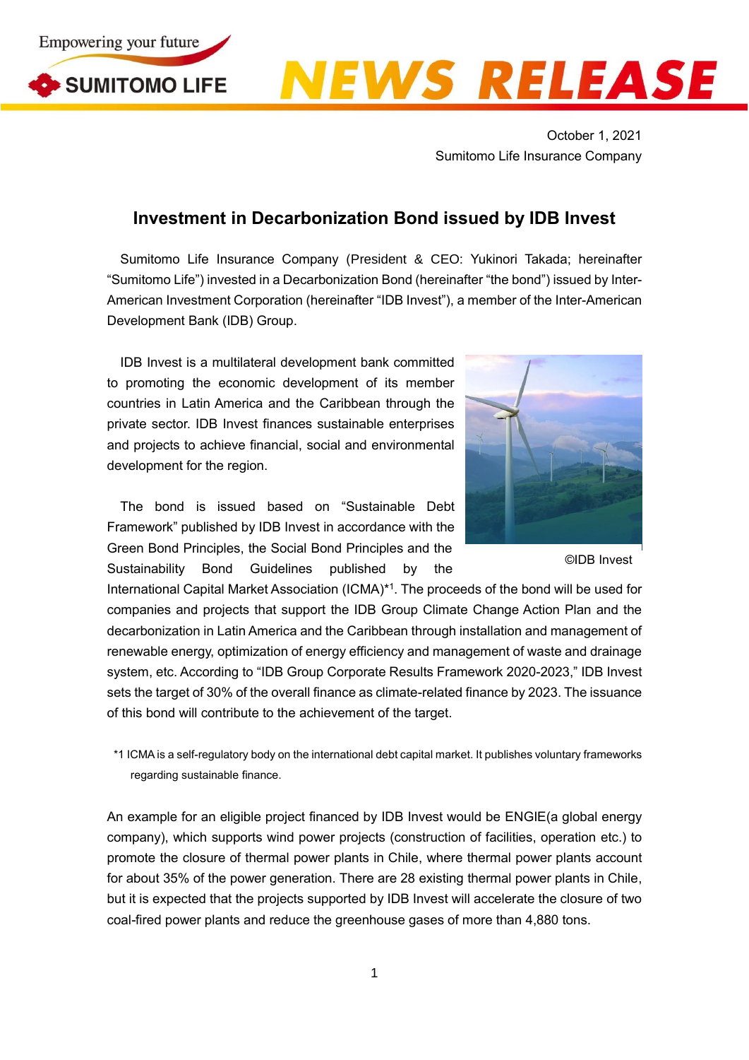October 1, 2021
Sumitomo Life Insurance Company

# Investment in Decarbonization Bond issued by IDB Invest

Sumitomo Life Insurance Company (President & CEO: Yukinori Takada; hereinafter "Sumitomo Life") invested in a Decarbonization Bond (hereinafter "the bond") issued by Inter-American Investment Corporation (hereinafter "IDB Invest"), a member of the Inter-American Development Bank (IDB) Group.

IDB Invest is a multilateral development bank committed to promoting the economic development of its member countries in Latin America and the Caribbean through the private sector. IDB Invest finances sustainable enterprises and projects to achieve financial, social and environmental development for the region.

©IDB Invest

The bond is issued based on "Sustainable Debt Framework" published by IDB Invest in accordance with the Green Bond Principles, the Social Bond Principles and the Sustainability Bond Guidelines published by the International Capital Market Association (ICMA)*1. The proceeds of the bond will be used for companies and projects that support the IDB Group Climate Change Action Plan and the decarbonization in Latin America and the Caribbean through installation and management of renewable energy, optimization of energy efficiency and management of waste and drainage system, etc. According to "IDB Group Corporate Results Framework 2020-2023," IDB Invest sets the target of 30% of the overall finance as climate-related finance by 2023. The issuance of this bond will contribute to the achievement of the target.

*1 ICMA is a self-regulatory body on the international debt capital market. It publishes voluntary frameworks regarding sustainable finance.

An example for an eligible project financed by IDB Invest would be ENGIE(a global energy company), which supports wind power projects (construction of facilities, operation etc.) to promote the closure of thermal power plants in Chile, where thermal power plants account for about 35% of the power generation. There are 28 existing thermal power plants in Chile, but it is expected that the projects supported by IDB Invest will accelerate the closure of two coal-fired power plants and reduce the greenhouse gases of more than 4,880 tons.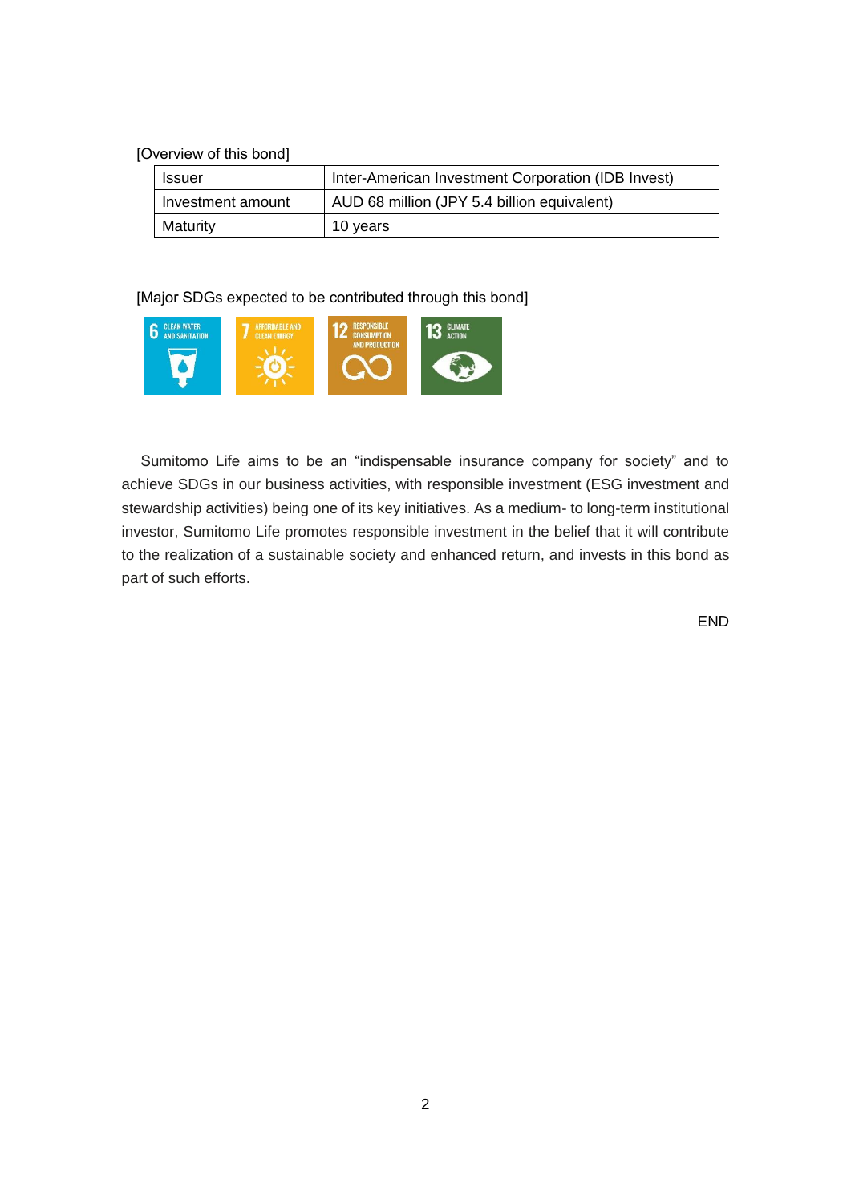[Overview of this bond]

| | |
|---|---|
| Issuer | Inter-American Investment Corporation (IDB Invest) |
| Investment amount | AUD 68 million (JPY 5.4 billion equivalent) |
| Maturity | 10 years |

[Major SDGs expected to be contributed through this bond]

6 CLEAN WATER AND SANITATION

7 AFFORDABLE AND CLEAN ENERGY

12 RESPONSIBLE CONSUMPTION AND PRODUCTION

13 CLIMATE ACTION

Sumitomo Life aims to be an “indispensable insurance company for society” and to achieve SDGs in our business activities, with responsible investment (ESG investment and stewardship activities) being one of its key initiatives. As a medium- to long-term institutional investor, Sumitomo Life promotes responsible investment in the belief that it will contribute to the realization of a sustainable society and enhanced return, and invests in this bond as part of such efforts.

END